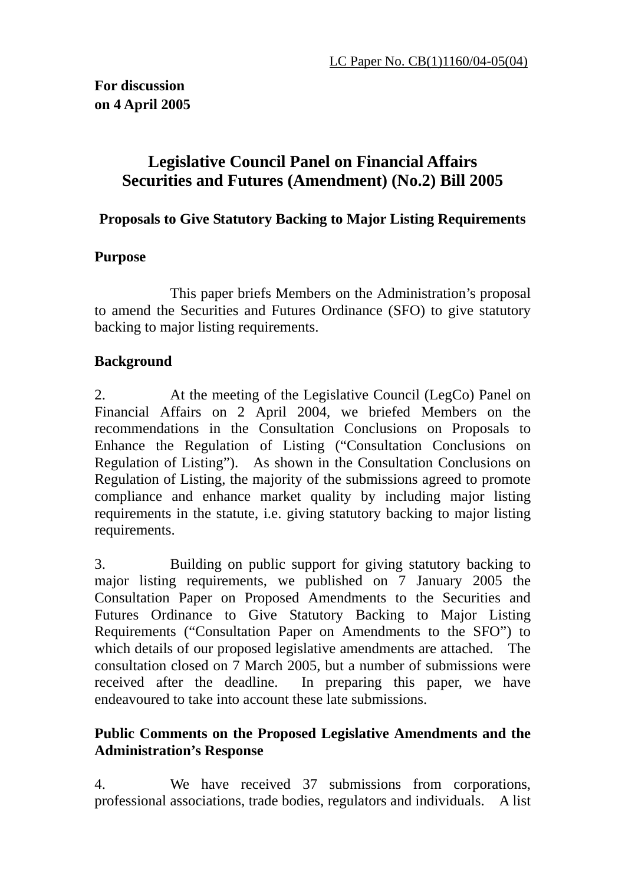LC Paper No. CB(1)1160/04-05(04)

**For discussion on 4 April 2005**

# Legislative Council Panel on Financial Affairs
# Securities and Futures (Amendment) (No.2) Bill 2005

## Proposals to Give Statutory Backing to Major Listing Requirements

### Purpose

This paper briefs Members on the Administration's proposal to amend the Securities and Futures Ordinance (SFO) to give statutory backing to major listing requirements.

### Background

2. At the meeting of the Legislative Council (LegCo) Panel on Financial Affairs on 2 April 2004, we briefed Members on the recommendations in the Consultation Conclusions on Proposals to Enhance the Regulation of Listing ("Consultation Conclusions on Regulation of Listing"). As shown in the Consultation Conclusions on Regulation of Listing, the majority of the submissions agreed to promote compliance and enhance market quality by including major listing requirements in the statute, i.e. giving statutory backing to major listing requirements.

3. Building on public support for giving statutory backing to major listing requirements, we published on 7 January 2005 the Consultation Paper on Proposed Amendments to the Securities and Futures Ordinance to Give Statutory Backing to Major Listing Requirements ("Consultation Paper on Amendments to the SFO") to which details of our proposed legislative amendments are attached. The consultation closed on 7 March 2005, but a number of submissions were received after the deadline. In preparing this paper, we have endeavoured to take into account these late submissions.

### Public Comments on the Proposed Legislative Amendments and the Administration's Response

4. We have received 37 submissions from corporations, professional associations, trade bodies, regulators and individuals. A list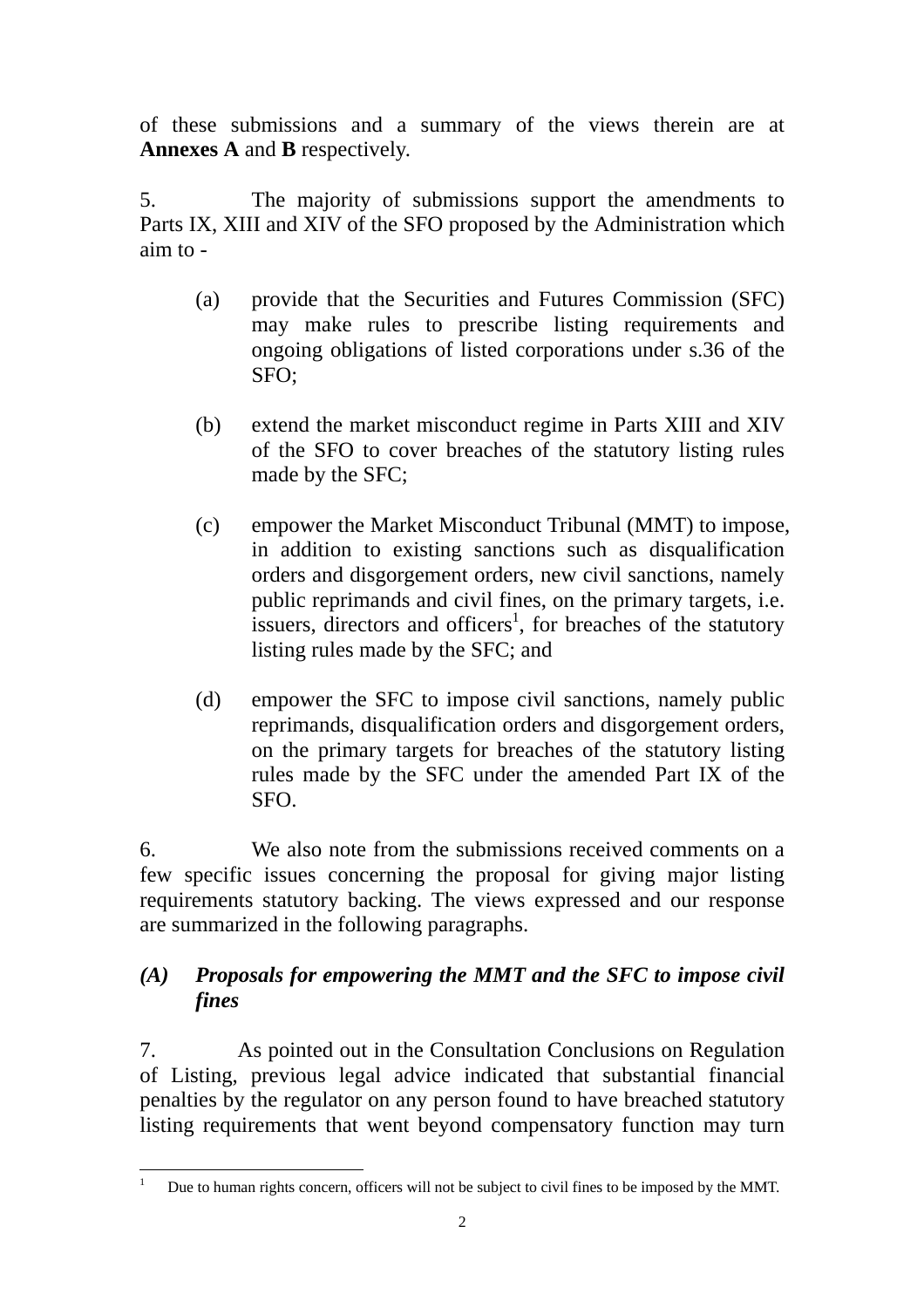of these submissions and a summary of the views therein are at **Annexes A** and **B** respectively.

5. The majority of submissions support the amendments to Parts IX, XIII and XIV of the SFO proposed by the Administration which aim to -

(a) provide that the Securities and Futures Commission (SFC) may make rules to prescribe listing requirements and ongoing obligations of listed corporations under s.36 of the SFO;

(b) extend the market misconduct regime in Parts XIII and XIV of the SFO to cover breaches of the statutory listing rules made by the SFC;

(c) empower the Market Misconduct Tribunal (MMT) to impose, in addition to existing sanctions such as disqualification orders and disgorgement orders, new civil sanctions, namely public reprimands and civil fines, on the primary targets, i.e. issuers, directors and officers[1], for breaches of the statutory listing rules made by the SFC; and

(d) empower the SFC to impose civil sanctions, namely public reprimands, disqualification orders and disgorgement orders, on the primary targets for breaches of the statutory listing rules made by the SFC under the amended Part IX of the SFO.

6. We also note from the submissions received comments on a few specific issues concerning the proposal for giving major listing requirements statutory backing. The views expressed and our response are summarized in the following paragraphs.

### *(A) Proposals for empowering the MMT and the SFC to impose civil fines*

7. As pointed out in the Consultation Conclusions on Regulation of Listing, previous legal advice indicated that substantial financial penalties by the regulator on any person found to have breached statutory listing requirements that went beyond compensatory function may turn

---

[1] Due to human rights concern, officers will not be subject to civil fines to be imposed by the MMT.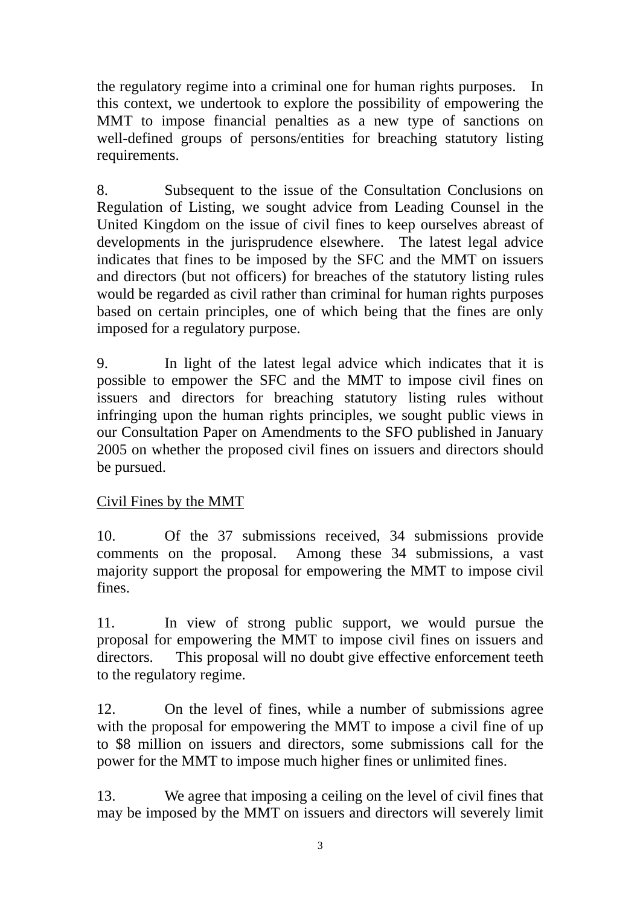the regulatory regime into a criminal one for human rights purposes. In this context, we undertook to explore the possibility of empowering the MMT to impose financial penalties as a new type of sanctions on well-defined groups of persons/entities for breaching statutory listing requirements.

8. Subsequent to the issue of the Consultation Conclusions on Regulation of Listing, we sought advice from Leading Counsel in the United Kingdom on the issue of civil fines to keep ourselves abreast of developments in the jurisprudence elsewhere. The latest legal advice indicates that fines to be imposed by the SFC and the MMT on issuers and directors (but not officers) for breaches of the statutory listing rules would be regarded as civil rather than criminal for human rights purposes based on certain principles, one of which being that the fines are only imposed for a regulatory purpose.

9. In light of the latest legal advice which indicates that it is possible to empower the SFC and the MMT to impose civil fines on issuers and directors for breaching statutory listing rules without infringing upon the human rights principles, we sought public views in our Consultation Paper on Amendments to the SFO published in January 2005 on whether the proposed civil fines on issuers and directors should be pursued.

<u>Civil Fines by the MMT</u>

10. Of the 37 submissions received, 34 submissions provide comments on the proposal. Among these 34 submissions, a vast majority support the proposal for empowering the MMT to impose civil fines.

11. In view of strong public support, we would pursue the proposal for empowering the MMT to impose civil fines on issuers and directors. This proposal will no doubt give effective enforcement teeth to the regulatory regime.

12. On the level of fines, while a number of submissions agree with the proposal for empowering the MMT to impose a civil fine of up to $8 million on issuers and directors, some submissions call for the power for the MMT to impose much higher fines or unlimited fines.

13. We agree that imposing a ceiling on the level of civil fines that may be imposed by the MMT on issuers and directors will severely limit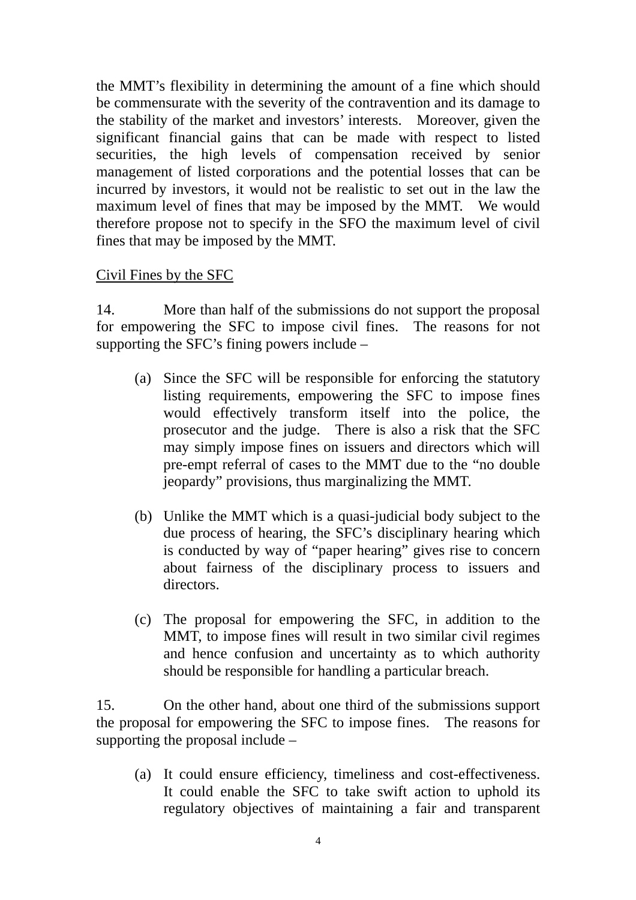the MMT's flexibility in determining the amount of a fine which should be commensurate with the severity of the contravention and its damage to the stability of the market and investors' interests. Moreover, given the significant financial gains that can be made with respect to listed securities, the high levels of compensation received by senior management of listed corporations and the potential losses that can be incurred by investors, it would not be realistic to set out in the law the maximum level of fines that may be imposed by the MMT. We would therefore propose not to specify in the SFO the maximum level of civil fines that may be imposed by the MMT.

<u>Civil Fines by the SFC</u>

14. More than half of the submissions do not support the proposal for empowering the SFC to impose civil fines. The reasons for not supporting the SFC's fining powers include –

(a) Since the SFC will be responsible for enforcing the statutory listing requirements, empowering the SFC to impose fines would effectively transform itself into the police, the prosecutor and the judge. There is also a risk that the SFC may simply impose fines on issuers and directors which will pre-empt referral of cases to the MMT due to the "no double jeopardy" provisions, thus marginalizing the MMT.

(b) Unlike the MMT which is a quasi-judicial body subject to the due process of hearing, the SFC's disciplinary hearing which is conducted by way of "paper hearing" gives rise to concern about fairness of the disciplinary process to issuers and directors.

(c) The proposal for empowering the SFC, in addition to the MMT, to impose fines will result in two similar civil regimes and hence confusion and uncertainty as to which authority should be responsible for handling a particular breach.

15. On the other hand, about one third of the submissions support the proposal for empowering the SFC to impose fines. The reasons for supporting the proposal include –

(a) It could ensure efficiency, timeliness and cost-effectiveness. It could enable the SFC to take swift action to uphold its regulatory objectives of maintaining a fair and transparent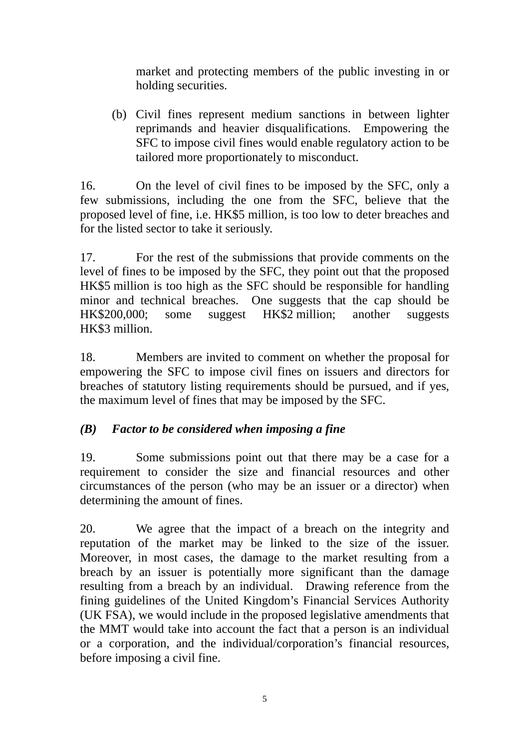market and protecting members of the public investing in or holding securities.

(b) Civil fines represent medium sanctions in between lighter reprimands and heavier disqualifications. Empowering the SFC to impose civil fines would enable regulatory action to be tailored more proportionately to misconduct.

16. On the level of civil fines to be imposed by the SFC, only a few submissions, including the one from the SFC, believe that the proposed level of fine, i.e. HK$5 million, is too low to deter breaches and for the listed sector to take it seriously.

17. For the rest of the submissions that provide comments on the level of fines to be imposed by the SFC, they point out that the proposed HK$5 million is too high as the SFC should be responsible for handling minor and technical breaches. One suggests that the cap should be HK$200,000; some suggest HK$2 million; another suggests HK$3 million.

18. Members are invited to comment on whether the proposal for empowering the SFC to impose civil fines on issuers and directors for breaches of statutory listing requirements should be pursued, and if yes, the maximum level of fines that may be imposed by the SFC.

### *(B) Factor to be considered when imposing a fine*

19. Some submissions point out that there may be a case for a requirement to consider the size and financial resources and other circumstances of the person (who may be an issuer or a director) when determining the amount of fines.

20. We agree that the impact of a breach on the integrity and reputation of the market may be linked to the size of the issuer. Moreover, in most cases, the damage to the market resulting from a breach by an issuer is potentially more significant than the damage resulting from a breach by an individual. Drawing reference from the fining guidelines of the United Kingdom's Financial Services Authority (UK FSA), we would include in the proposed legislative amendments that the MMT would take into account the fact that a person is an individual or a corporation, and the individual/corporation's financial resources, before imposing a civil fine.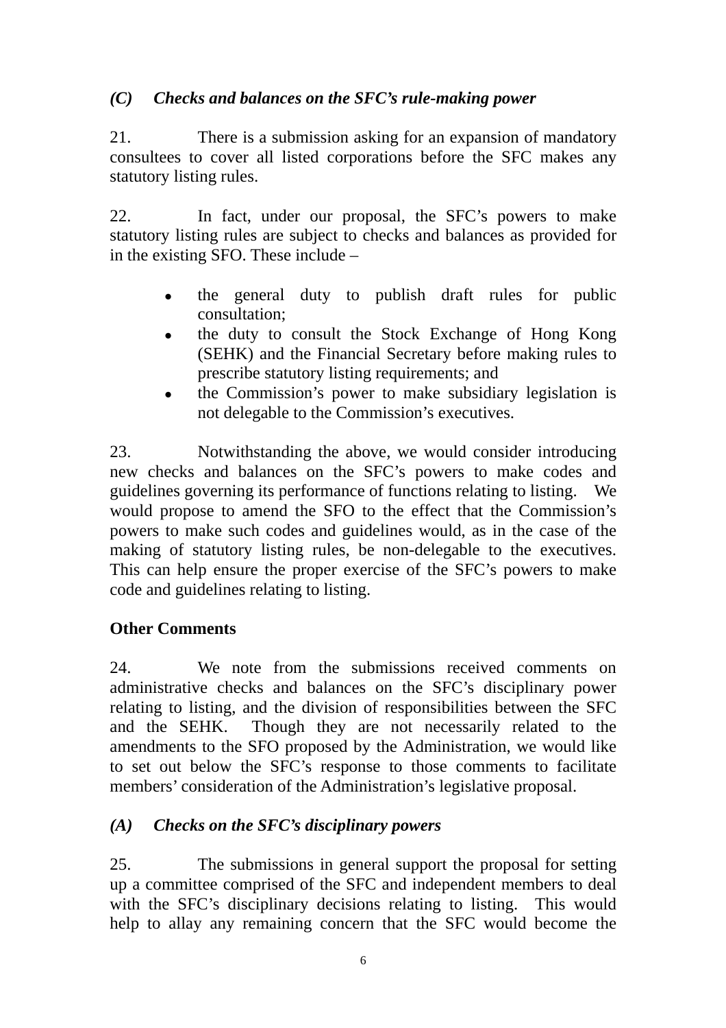### *(C) Checks and balances on the SFC's rule-making power*

21. There is a submission asking for an expansion of mandatory consultees to cover all listed corporations before the SFC makes any statutory listing rules.

22. In fact, under our proposal, the SFC's powers to make statutory listing rules are subject to checks and balances as provided for in the existing SFO. These include –

- the general duty to publish draft rules for public consultation;
- the duty to consult the Stock Exchange of Hong Kong (SEHK) and the Financial Secretary before making rules to prescribe statutory listing requirements; and
- the Commission's power to make subsidiary legislation is not delegable to the Commission's executives.

23. Notwithstanding the above, we would consider introducing new checks and balances on the SFC's powers to make codes and guidelines governing its performance of functions relating to listing. We would propose to amend the SFO to the effect that the Commission's powers to make such codes and guidelines would, as in the case of the making of statutory listing rules, be non-delegable to the executives. This can help ensure the proper exercise of the SFC's powers to make code and guidelines relating to listing.

## Other Comments

24. We note from the submissions received comments on administrative checks and balances on the SFC's disciplinary power relating to listing, and the division of responsibilities between the SFC and the SEHK. Though they are not necessarily related to the amendments to the SFO proposed by the Administration, we would like to set out below the SFC's response to those comments to facilitate members' consideration of the Administration's legislative proposal.

### *(A) Checks on the SFC's disciplinary powers*

25. The submissions in general support the proposal for setting up a committee comprised of the SFC and independent members to deal with the SFC's disciplinary decisions relating to listing. This would help to allay any remaining concern that the SFC would become the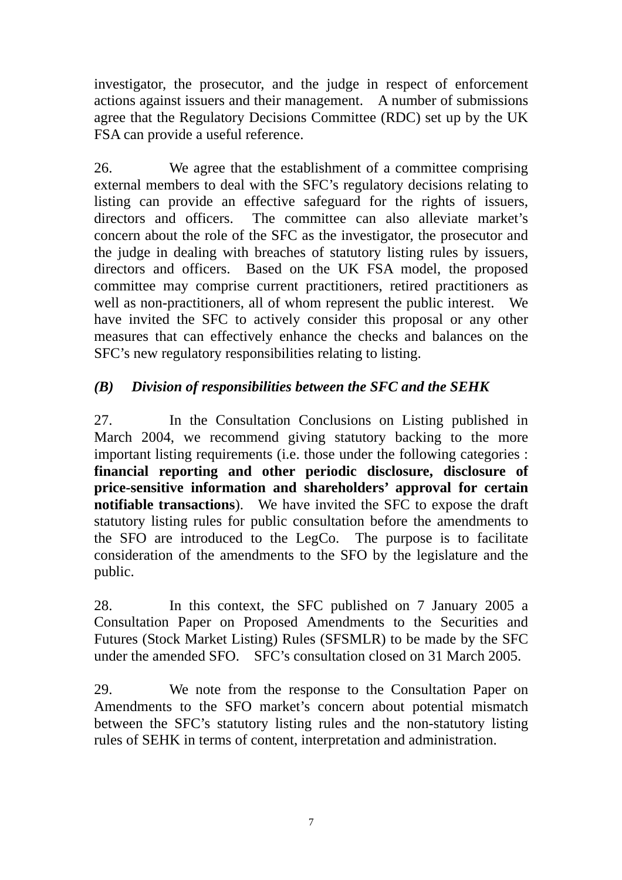investigator, the prosecutor, and the judge in respect of enforcement actions against issuers and their management. A number of submissions agree that the Regulatory Decisions Committee (RDC) set up by the UK FSA can provide a useful reference.

26. We agree that the establishment of a committee comprising external members to deal with the SFC's regulatory decisions relating to listing can provide an effective safeguard for the rights of issuers, directors and officers. The committee can also alleviate market's concern about the role of the SFC as the investigator, the prosecutor and the judge in dealing with breaches of statutory listing rules by issuers, directors and officers. Based on the UK FSA model, the proposed committee may comprise current practitioners, retired practitioners as well as non-practitioners, all of whom represent the public interest. We have invited the SFC to actively consider this proposal or any other measures that can effectively enhance the checks and balances on the SFC's new regulatory responsibilities relating to listing.

### *(B) Division of responsibilities between the SFC and the SEHK*

27. In the Consultation Conclusions on Listing published in March 2004, we recommend giving statutory backing to the more important listing requirements (i.e. those under the following categories : **financial reporting and other periodic disclosure, disclosure of price-sensitive information and shareholders' approval for certain notifiable transactions**). We have invited the SFC to expose the draft statutory listing rules for public consultation before the amendments to the SFO are introduced to the LegCo. The purpose is to facilitate consideration of the amendments to the SFO by the legislature and the public.

28. In this context, the SFC published on 7 January 2005 a Consultation Paper on Proposed Amendments to the Securities and Futures (Stock Market Listing) Rules (SFSMLR) to be made by the SFC under the amended SFO. SFC's consultation closed on 31 March 2005.

29. We note from the response to the Consultation Paper on Amendments to the SFO market's concern about potential mismatch between the SFC's statutory listing rules and the non-statutory listing rules of SEHK in terms of content, interpretation and administration.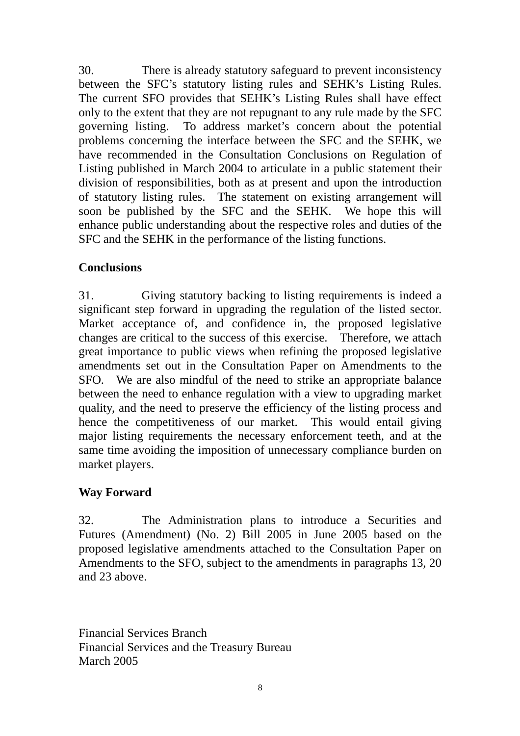30. There is already statutory safeguard to prevent inconsistency between the SFC's statutory listing rules and SEHK's Listing Rules. The current SFO provides that SEHK's Listing Rules shall have effect only to the extent that they are not repugnant to any rule made by the SFC governing listing. To address market's concern about the potential problems concerning the interface between the SFC and the SEHK, we have recommended in the Consultation Conclusions on Regulation of Listing published in March 2004 to articulate in a public statement their division of responsibilities, both as at present and upon the introduction of statutory listing rules. The statement on existing arrangement will soon be published by the SFC and the SEHK. We hope this will enhance public understanding about the respective roles and duties of the SFC and the SEHK in the performance of the listing functions.

**Conclusions**

31. Giving statutory backing to listing requirements is indeed a significant step forward in upgrading the regulation of the listed sector. Market acceptance of, and confidence in, the proposed legislative changes are critical to the success of this exercise. Therefore, we attach great importance to public views when refining the proposed legislative amendments set out in the Consultation Paper on Amendments to the SFO. We are also mindful of the need to strike an appropriate balance between the need to enhance regulation with a view to upgrading market quality, and the need to preserve the efficiency of the listing process and hence the competitiveness of our market. This would entail giving major listing requirements the necessary enforcement teeth, and at the same time avoiding the imposition of unnecessary compliance burden on market players.

**Way Forward**

32. The Administration plans to introduce a Securities and Futures (Amendment) (No. 2) Bill 2005 in June 2005 based on the proposed legislative amendments attached to the Consultation Paper on Amendments to the SFO, subject to the amendments in paragraphs 13, 20 and 23 above.

Financial Services Branch
Financial Services and the Treasury Bureau
March 2005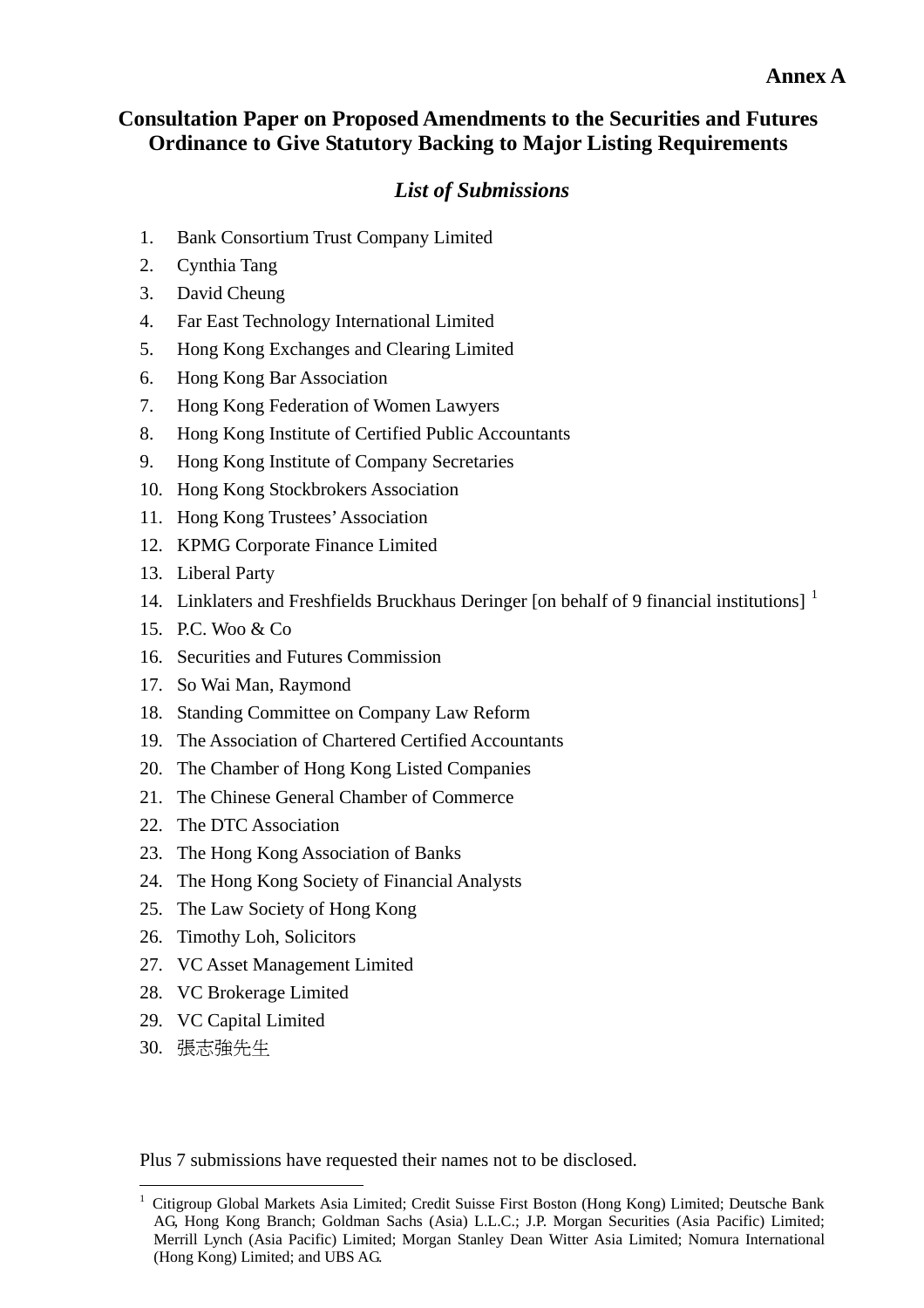**Annex A**

## Consultation Paper on Proposed Amendments to the Securities and Futures Ordinance to Give Statutory Backing to Major Listing Requirements

### *List of Submissions*

1. Bank Consortium Trust Company Limited
2. Cynthia Tang
3. David Cheung
4. Far East Technology International Limited
5. Hong Kong Exchanges and Clearing Limited
6. Hong Kong Bar Association
7. Hong Kong Federation of Women Lawyers
8. Hong Kong Institute of Certified Public Accountants
9. Hong Kong Institute of Company Secretaries
10. Hong Kong Stockbrokers Association
11. Hong Kong Trustees' Association
12. KPMG Corporate Finance Limited
13. Liberal Party
14. Linklaters and Freshfields Bruckhaus Deringer [on behalf of 9 financial institutions] [1]
15. P.C. Woo & Co
16. Securities and Futures Commission
17. So Wai Man, Raymond
18. Standing Committee on Company Law Reform
19. The Association of Chartered Certified Accountants
20. The Chamber of Hong Kong Listed Companies
21. The Chinese General Chamber of Commerce
22. The DTC Association
23. The Hong Kong Association of Banks
24. The Hong Kong Society of Financial Analysts
25. The Law Society of Hong Kong
26. Timothy Loh, Solicitors
27. VC Asset Management Limited
28. VC Brokerage Limited
29. VC Capital Limited
30. 張志強先生

Plus 7 submissions have requested their names not to be disclosed.

---

[1] Citigroup Global Markets Asia Limited; Credit Suisse First Boston (Hong Kong) Limited; Deutsche Bank AG, Hong Kong Branch; Goldman Sachs (Asia) L.L.C.; J.P. Morgan Securities (Asia Pacific) Limited; Merrill Lynch (Asia Pacific) Limited; Morgan Stanley Dean Witter Asia Limited; Nomura International (Hong Kong) Limited; and UBS AG.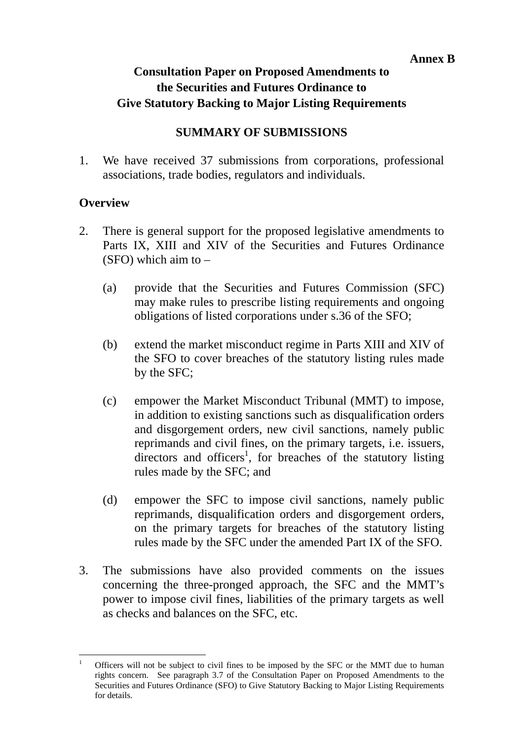**Annex B**

# Consultation Paper on Proposed Amendments to the Securities and Futures Ordinance to Give Statutory Backing to Major Listing Requirements

## SUMMARY OF SUBMISSIONS

1. We have received 37 submissions from corporations, professional associations, trade bodies, regulators and individuals.

**Overview**

2. There is general support for the proposed legislative amendments to Parts IX, XIII and XIV of the Securities and Futures Ordinance (SFO) which aim to –

   (a) provide that the Securities and Futures Commission (SFC) may make rules to prescribe listing requirements and ongoing obligations of listed corporations under s.36 of the SFO;

   (b) extend the market misconduct regime in Parts XIII and XIV of the SFO to cover breaches of the statutory listing rules made by the SFC;

   (c) empower the Market Misconduct Tribunal (MMT) to impose, in addition to existing sanctions such as disqualification orders and disgorgement orders, new civil sanctions, namely public reprimands and civil fines, on the primary targets, i.e. issuers, directors and officers[1], for breaches of the statutory listing rules made by the SFC; and

   (d) empower the SFC to impose civil sanctions, namely public reprimands, disqualification orders and disgorgement orders, on the primary targets for breaches of the statutory listing rules made by the SFC under the amended Part IX of the SFO.

3. The submissions have also provided comments on the issues concerning the three-pronged approach, the SFC and the MMT's power to impose civil fines, liabilities of the primary targets as well as checks and balances on the SFC, etc.

---

[1] Officers will not be subject to civil fines to be imposed by the SFC or the MMT due to human rights concern. See paragraph 3.7 of the Consultation Paper on Proposed Amendments to the Securities and Futures Ordinance (SFO) to Give Statutory Backing to Major Listing Requirements for details.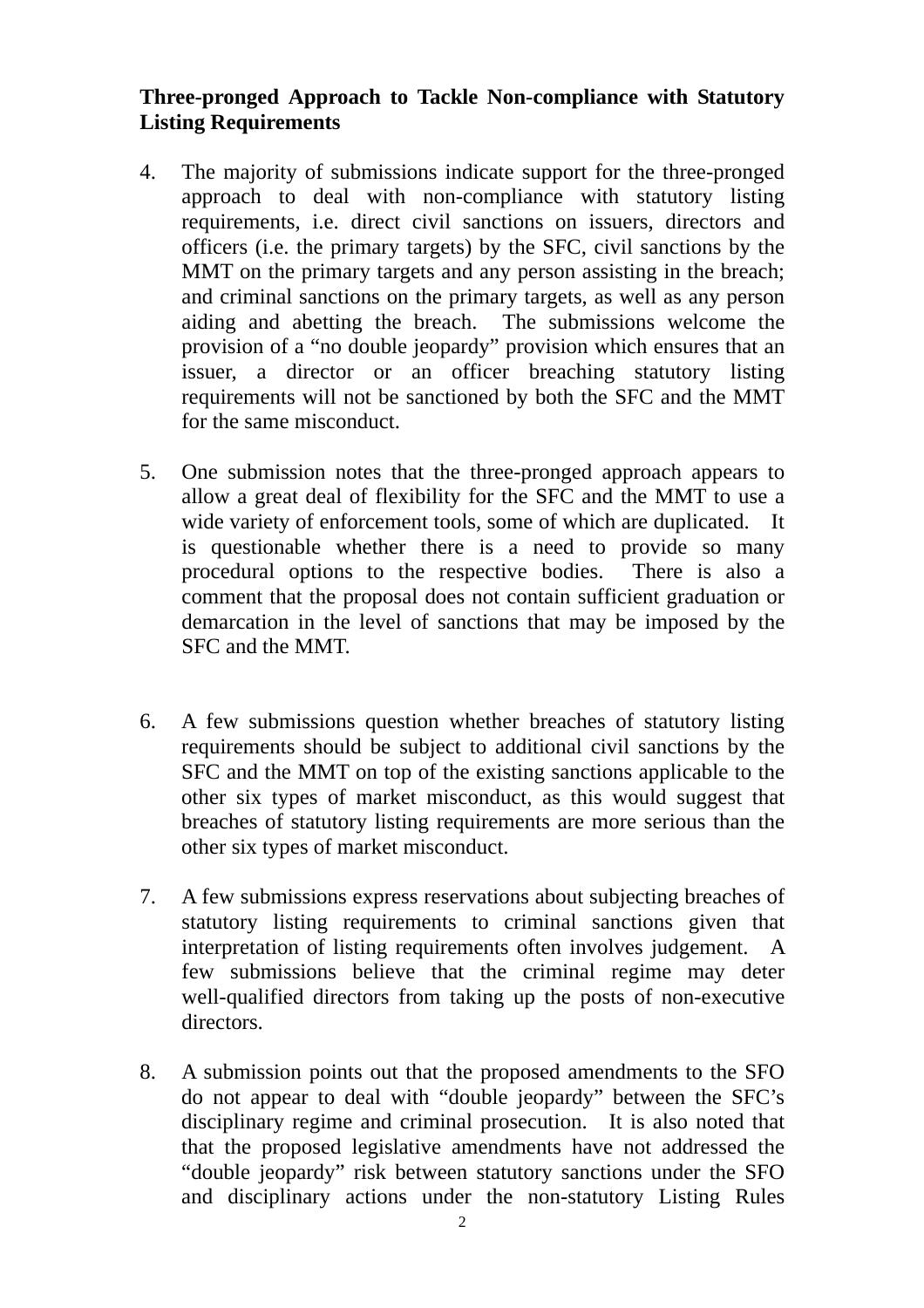**Three-pronged Approach to Tackle Non-compliance with Statutory Listing Requirements**

4. The majority of submissions indicate support for the three-pronged approach to deal with non-compliance with statutory listing requirements, i.e. direct civil sanctions on issuers, directors and officers (i.e. the primary targets) by the SFC, civil sanctions by the MMT on the primary targets and any person assisting in the breach; and criminal sanctions on the primary targets, as well as any person aiding and abetting the breach. The submissions welcome the provision of a "no double jeopardy" provision which ensures that an issuer, a director or an officer breaching statutory listing requirements will not be sanctioned by both the SFC and the MMT for the same misconduct.

5. One submission notes that the three-pronged approach appears to allow a great deal of flexibility for the SFC and the MMT to use a wide variety of enforcement tools, some of which are duplicated. It is questionable whether there is a need to provide so many procedural options to the respective bodies. There is also a comment that the proposal does not contain sufficient graduation or demarcation in the level of sanctions that may be imposed by the SFC and the MMT.

6. A few submissions question whether breaches of statutory listing requirements should be subject to additional civil sanctions by the SFC and the MMT on top of the existing sanctions applicable to the other six types of market misconduct, as this would suggest that breaches of statutory listing requirements are more serious than the other six types of market misconduct.

7. A few submissions express reservations about subjecting breaches of statutory listing requirements to criminal sanctions given that interpretation of listing requirements often involves judgement. A few submissions believe that the criminal regime may deter well-qualified directors from taking up the posts of non-executive directors.

8. A submission points out that the proposed amendments to the SFO do not appear to deal with "double jeopardy" between the SFC's disciplinary regime and criminal prosecution. It is also noted that that the proposed legislative amendments have not addressed the "double jeopardy" risk between statutory sanctions under the SFO and disciplinary actions under the non-statutory Listing Rules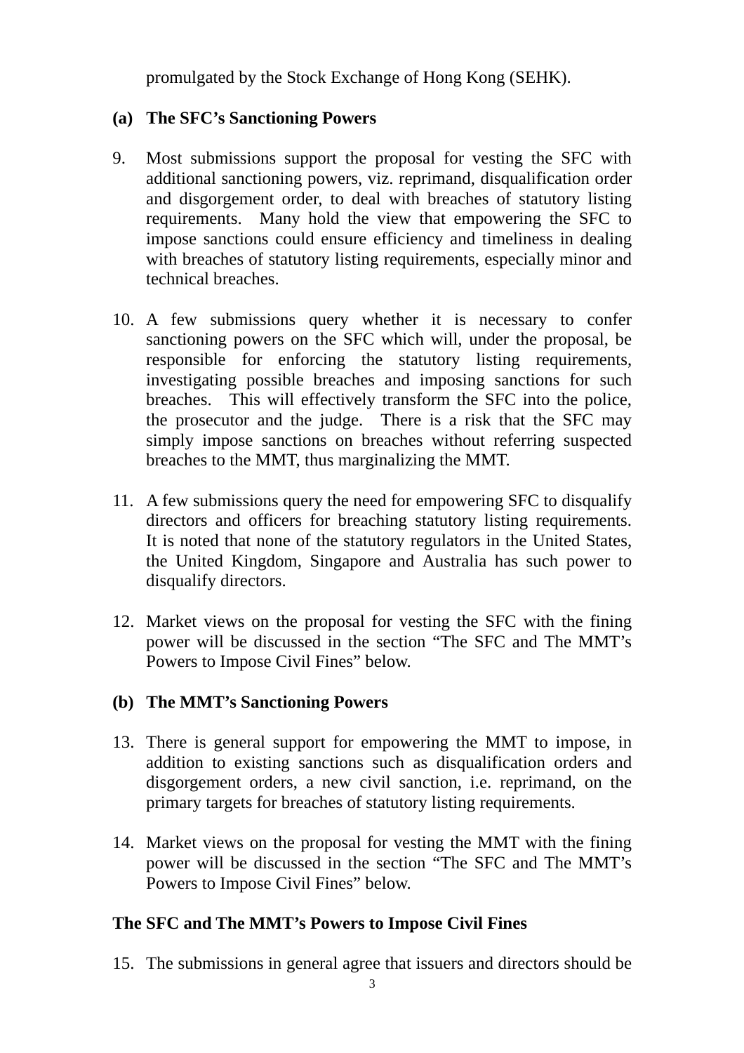promulgated by the Stock Exchange of Hong Kong (SEHK).

### (a) The SFC's Sanctioning Powers

9. Most submissions support the proposal for vesting the SFC with additional sanctioning powers, viz. reprimand, disqualification order and disgorgement order, to deal with breaches of statutory listing requirements. Many hold the view that empowering the SFC to impose sanctions could ensure efficiency and timeliness in dealing with breaches of statutory listing requirements, especially minor and technical breaches.

10. A few submissions query whether it is necessary to confer sanctioning powers on the SFC which will, under the proposal, be responsible for enforcing the statutory listing requirements, investigating possible breaches and imposing sanctions for such breaches. This will effectively transform the SFC into the police, the prosecutor and the judge. There is a risk that the SFC may simply impose sanctions on breaches without referring suspected breaches to the MMT, thus marginalizing the MMT.

11. A few submissions query the need for empowering SFC to disqualify directors and officers for breaching statutory listing requirements. It is noted that none of the statutory regulators in the United States, the United Kingdom, Singapore and Australia has such power to disqualify directors.

12. Market views on the proposal for vesting the SFC with the fining power will be discussed in the section "The SFC and The MMT's Powers to Impose Civil Fines" below.

### (b) The MMT's Sanctioning Powers

13. There is general support for empowering the MMT to impose, in addition to existing sanctions such as disqualification orders and disgorgement orders, a new civil sanction, i.e. reprimand, on the primary targets for breaches of statutory listing requirements.

14. Market views on the proposal for vesting the MMT with the fining power will be discussed in the section "The SFC and The MMT's Powers to Impose Civil Fines" below.

## The SFC and The MMT's Powers to Impose Civil Fines

15. The submissions in general agree that issuers and directors should be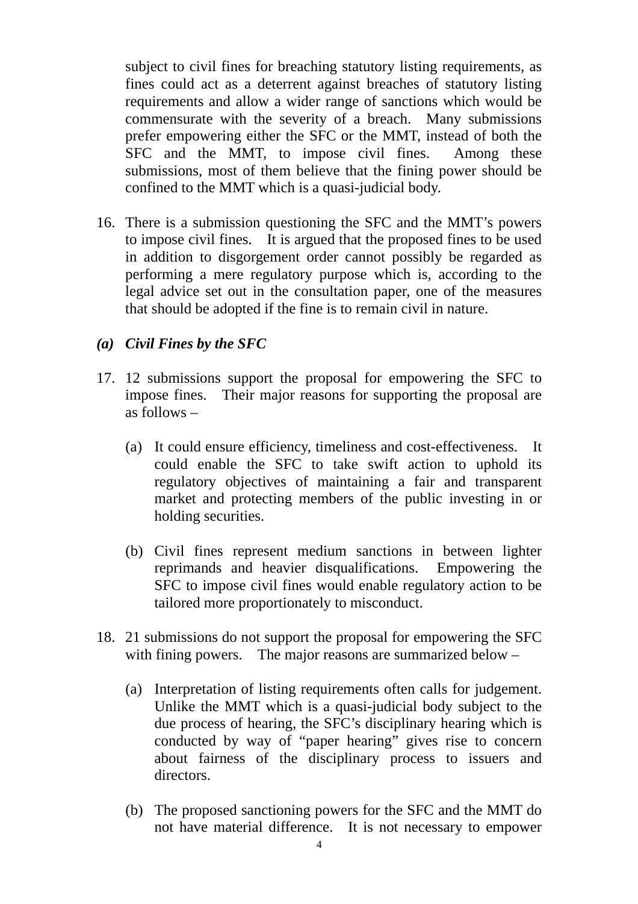subject to civil fines for breaching statutory listing requirements, as fines could act as a deterrent against breaches of statutory listing requirements and allow a wider range of sanctions which would be commensurate with the severity of a breach. Many submissions prefer empowering either the SFC or the MMT, instead of both the SFC and the MMT, to impose civil fines. Among these submissions, most of them believe that the fining power should be confined to the MMT which is a quasi-judicial body.

16. There is a submission questioning the SFC and the MMT's powers to impose civil fines. It is argued that the proposed fines to be used in addition to disgorgement order cannot possibly be regarded as performing a mere regulatory purpose which is, according to the legal advice set out in the consultation paper, one of the measures that should be adopted if the fine is to remain civil in nature.

### *(a) Civil Fines by the SFC*

17. 12 submissions support the proposal for empowering the SFC to impose fines. Their major reasons for supporting the proposal are as follows –

    (a) It could ensure efficiency, timeliness and cost-effectiveness. It could enable the SFC to take swift action to uphold its regulatory objectives of maintaining a fair and transparent market and protecting members of the public investing in or holding securities.

    (b) Civil fines represent medium sanctions in between lighter reprimands and heavier disqualifications. Empowering the SFC to impose civil fines would enable regulatory action to be tailored more proportionately to misconduct.

18. 21 submissions do not support the proposal for empowering the SFC with fining powers. The major reasons are summarized below –

    (a) Interpretation of listing requirements often calls for judgement. Unlike the MMT which is a quasi-judicial body subject to the due process of hearing, the SFC's disciplinary hearing which is conducted by way of "paper hearing" gives rise to concern about fairness of the disciplinary process to issuers and directors.

    (b) The proposed sanctioning powers for the SFC and the MMT do not have material difference. It is not necessary to empower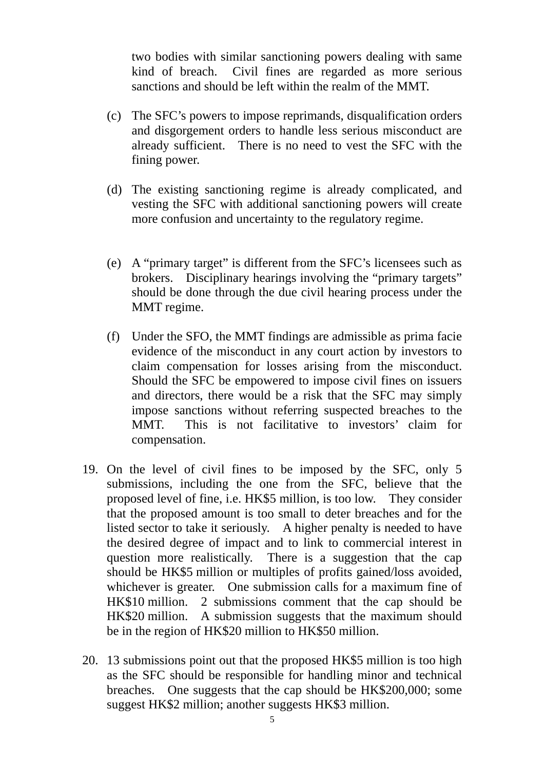two bodies with similar sanctioning powers dealing with same kind of breach. Civil fines are regarded as more serious sanctions and should be left within the realm of the MMT.

(c) The SFC's powers to impose reprimands, disqualification orders and disgorgement orders to handle less serious misconduct are already sufficient. There is no need to vest the SFC with the fining power.

(d) The existing sanctioning regime is already complicated, and vesting the SFC with additional sanctioning powers will create more confusion and uncertainty to the regulatory regime.

(e) A "primary target" is different from the SFC's licensees such as brokers. Disciplinary hearings involving the "primary targets" should be done through the due civil hearing process under the MMT regime.

(f) Under the SFO, the MMT findings are admissible as prima facie evidence of the misconduct in any court action by investors to claim compensation for losses arising from the misconduct. Should the SFC be empowered to impose civil fines on issuers and directors, there would be a risk that the SFC may simply impose sanctions without referring suspected breaches to the MMT. This is not facilitative to investors' claim for compensation.

19. On the level of civil fines to be imposed by the SFC, only 5 submissions, including the one from the SFC, believe that the proposed level of fine, i.e. HK$5 million, is too low. They consider that the proposed amount is too small to deter breaches and for the listed sector to take it seriously. A higher penalty is needed to have the desired degree of impact and to link to commercial interest in question more realistically. There is a suggestion that the cap should be HK$5 million or multiples of profits gained/loss avoided, whichever is greater. One submission calls for a maximum fine of HK$10 million. 2 submissions comment that the cap should be HK$20 million. A submission suggests that the maximum should be in the region of HK$20 million to HK$50 million.

20. 13 submissions point out that the proposed HK$5 million is too high as the SFC should be responsible for handling minor and technical breaches. One suggests that the cap should be HK$200,000; some suggest HK$2 million; another suggests HK$3 million.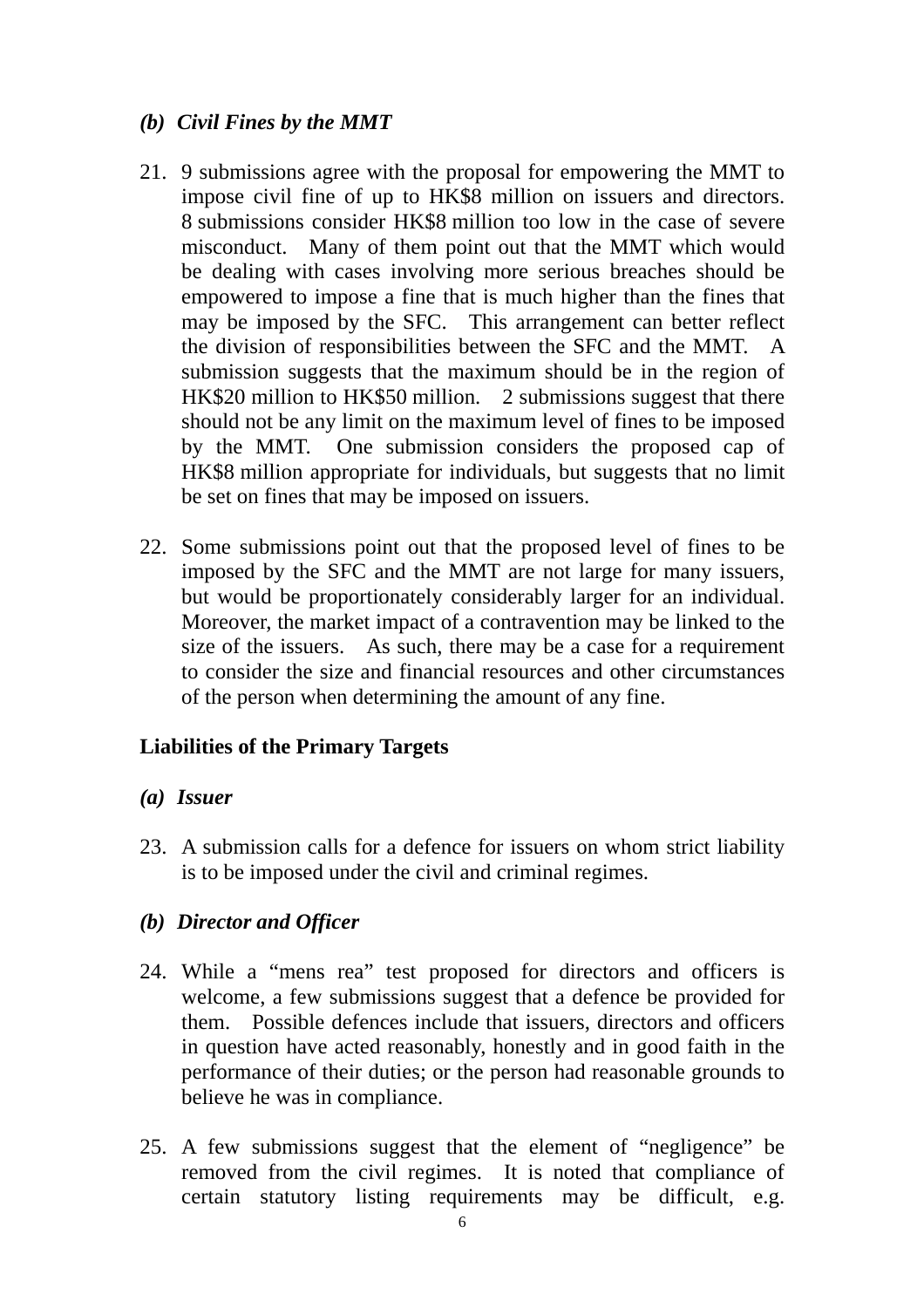*(b) Civil Fines by the MMT*

21. 9 submissions agree with the proposal for empowering the MMT to impose civil fine of up to HK$8 million on issuers and directors. 8 submissions consider HK$8 million too low in the case of severe misconduct. Many of them point out that the MMT which would be dealing with cases involving more serious breaches should be empowered to impose a fine that is much higher than the fines that may be imposed by the SFC. This arrangement can better reflect the division of responsibilities between the SFC and the MMT. A submission suggests that the maximum should be in the region of HK$20 million to HK$50 million. 2 submissions suggest that there should not be any limit on the maximum level of fines to be imposed by the MMT. One submission considers the proposed cap of HK$8 million appropriate for individuals, but suggests that no limit be set on fines that may be imposed on issuers.

22. Some submissions point out that the proposed level of fines to be imposed by the SFC and the MMT are not large for many issuers, but would be proportionately considerably larger for an individual. Moreover, the market impact of a contravention may be linked to the size of the issuers. As such, there may be a case for a requirement to consider the size and financial resources and other circumstances of the person when determining the amount of any fine.

**Liabilities of the Primary Targets**

*(a) Issuer*

23. A submission calls for a defence for issuers on whom strict liability is to be imposed under the civil and criminal regimes.

*(b) Director and Officer*

24. While a "mens rea" test proposed for directors and officers is welcome, a few submissions suggest that a defence be provided for them. Possible defences include that issuers, directors and officers in question have acted reasonably, honestly and in good faith in the performance of their duties; or the person had reasonable grounds to believe he was in compliance.

25. A few submissions suggest that the element of "negligence" be removed from the civil regimes. It is noted that compliance of certain statutory listing requirements may be difficult, e.g.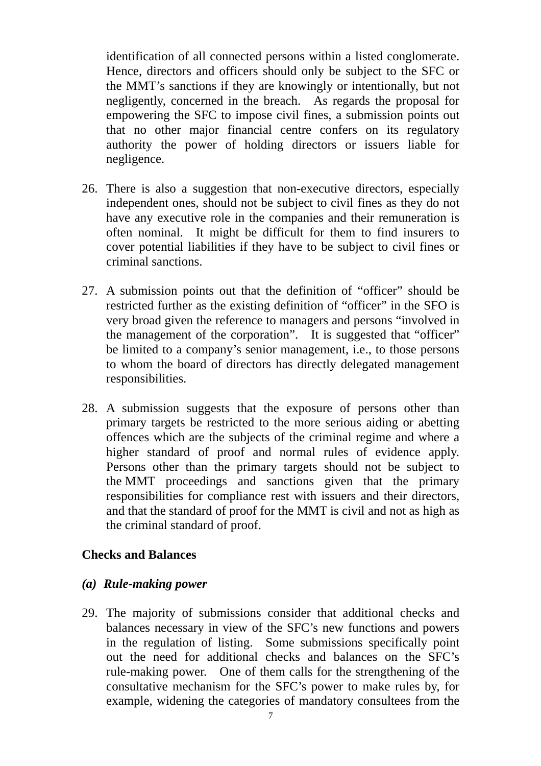identification of all connected persons within a listed conglomerate. Hence, directors and officers should only be subject to the SFC or the MMT's sanctions if they are knowingly or intentionally, but not negligently, concerned in the breach. As regards the proposal for empowering the SFC to impose civil fines, a submission points out that no other major financial centre confers on its regulatory authority the power of holding directors or issuers liable for negligence.

26. There is also a suggestion that non-executive directors, especially independent ones, should not be subject to civil fines as they do not have any executive role in the companies and their remuneration is often nominal. It might be difficult for them to find insurers to cover potential liabilities if they have to be subject to civil fines or criminal sanctions.

27. A submission points out that the definition of "officer" should be restricted further as the existing definition of "officer" in the SFO is very broad given the reference to managers and persons "involved in the management of the corporation". It is suggested that "officer" be limited to a company's senior management, i.e., to those persons to whom the board of directors has directly delegated management responsibilities.

28. A submission suggests that the exposure of persons other than primary targets be restricted to the more serious aiding or abetting offences which are the subjects of the criminal regime and where a higher standard of proof and normal rules of evidence apply. Persons other than the primary targets should not be subject to the MMT proceedings and sanctions given that the primary responsibilities for compliance rest with issuers and their directors, and that the standard of proof for the MMT is civil and not as high as the criminal standard of proof.

**Checks and Balances**

***(a) Rule-making power***

29. The majority of submissions consider that additional checks and balances necessary in view of the SFC's new functions and powers in the regulation of listing. Some submissions specifically point out the need for additional checks and balances on the SFC's rule-making power. One of them calls for the strengthening of the consultative mechanism for the SFC's power to make rules by, for example, widening the categories of mandatory consultees from the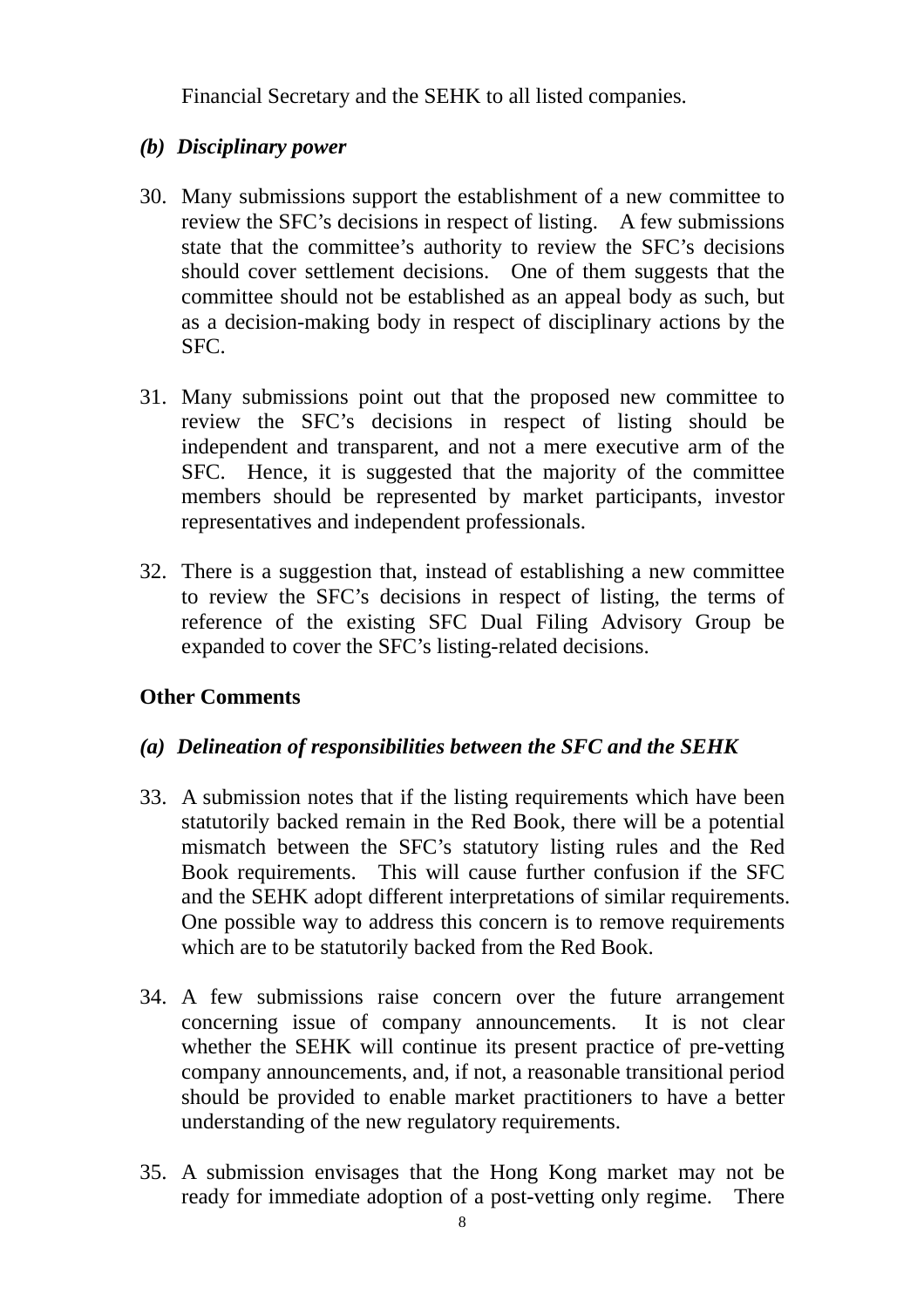Financial Secretary and the SEHK to all listed companies.

*(b) Disciplinary power*

30. Many submissions support the establishment of a new committee to review the SFC's decisions in respect of listing. A few submissions state that the committee's authority to review the SFC's decisions should cover settlement decisions. One of them suggests that the committee should not be established as an appeal body as such, but as a decision-making body in respect of disciplinary actions by the SFC.

31. Many submissions point out that the proposed new committee to review the SFC's decisions in respect of listing should be independent and transparent, and not a mere executive arm of the SFC. Hence, it is suggested that the majority of the committee members should be represented by market participants, investor representatives and independent professionals.

32. There is a suggestion that, instead of establishing a new committee to review the SFC's decisions in respect of listing, the terms of reference of the existing SFC Dual Filing Advisory Group be expanded to cover the SFC's listing-related decisions.

**Other Comments**

*(a) Delineation of responsibilities between the SFC and the SEHK*

33. A submission notes that if the listing requirements which have been statutorily backed remain in the Red Book, there will be a potential mismatch between the SFC's statutory listing rules and the Red Book requirements. This will cause further confusion if the SFC and the SEHK adopt different interpretations of similar requirements. One possible way to address this concern is to remove requirements which are to be statutorily backed from the Red Book.

34. A few submissions raise concern over the future arrangement concerning issue of company announcements. It is not clear whether the SEHK will continue its present practice of pre-vetting company announcements, and, if not, a reasonable transitional period should be provided to enable market practitioners to have a better understanding of the new regulatory requirements.

35. A submission envisages that the Hong Kong market may not be ready for immediate adoption of a post-vetting only regime. There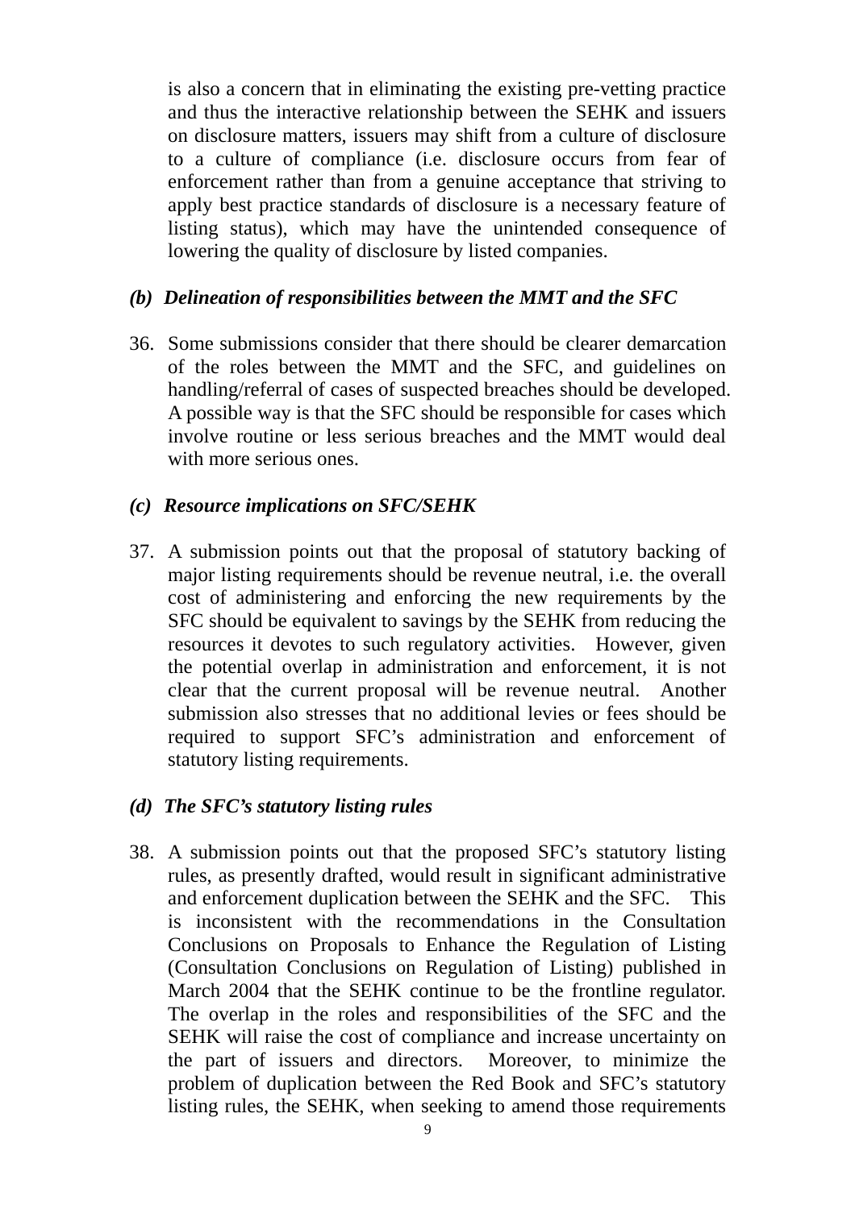is also a concern that in eliminating the existing pre-vetting practice and thus the interactive relationship between the SEHK and issuers on disclosure matters, issuers may shift from a culture of disclosure to a culture of compliance (i.e. disclosure occurs from fear of enforcement rather than from a genuine acceptance that striving to apply best practice standards of disclosure is a necessary feature of listing status), which may have the unintended consequence of lowering the quality of disclosure by listed companies.

***(b) Delineation of responsibilities between the MMT and the SFC***

36. Some submissions consider that there should be clearer demarcation of the roles between the MMT and the SFC, and guidelines on handling/referral of cases of suspected breaches should be developed. A possible way is that the SFC should be responsible for cases which involve routine or less serious breaches and the MMT would deal with more serious ones.

***(c) Resource implications on SFC/SEHK***

37. A submission points out that the proposal of statutory backing of major listing requirements should be revenue neutral, i.e. the overall cost of administering and enforcing the new requirements by the SFC should be equivalent to savings by the SEHK from reducing the resources it devotes to such regulatory activities. However, given the potential overlap in administration and enforcement, it is not clear that the current proposal will be revenue neutral. Another submission also stresses that no additional levies or fees should be required to support SFC's administration and enforcement of statutory listing requirements.

***(d) The SFC's statutory listing rules***

38. A submission points out that the proposed SFC's statutory listing rules, as presently drafted, would result in significant administrative and enforcement duplication between the SEHK and the SFC. This is inconsistent with the recommendations in the Consultation Conclusions on Proposals to Enhance the Regulation of Listing (Consultation Conclusions on Regulation of Listing) published in March 2004 that the SEHK continue to be the frontline regulator. The overlap in the roles and responsibilities of the SFC and the SEHK will raise the cost of compliance and increase uncertainty on the part of issuers and directors. Moreover, to minimize the problem of duplication between the Red Book and SFC's statutory listing rules, the SEHK, when seeking to amend those requirements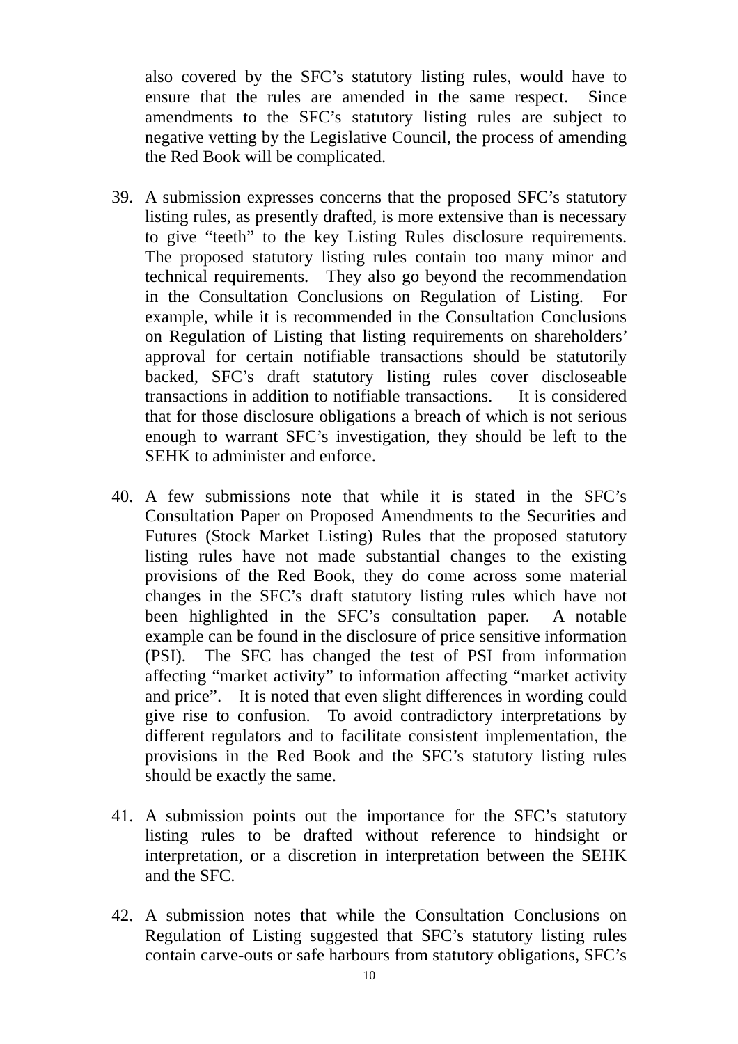also covered by the SFC's statutory listing rules, would have to ensure that the rules are amended in the same respect. Since amendments to the SFC's statutory listing rules are subject to negative vetting by the Legislative Council, the process of amending the Red Book will be complicated.

39. A submission expresses concerns that the proposed SFC's statutory listing rules, as presently drafted, is more extensive than is necessary to give "teeth" to the key Listing Rules disclosure requirements. The proposed statutory listing rules contain too many minor and technical requirements. They also go beyond the recommendation in the Consultation Conclusions on Regulation of Listing. For example, while it is recommended in the Consultation Conclusions on Regulation of Listing that listing requirements on shareholders' approval for certain notifiable transactions should be statutorily backed, SFC's draft statutory listing rules cover discloseable transactions in addition to notifiable transactions. It is considered that for those disclosure obligations a breach of which is not serious enough to warrant SFC's investigation, they should be left to the SEHK to administer and enforce.

40. A few submissions note that while it is stated in the SFC's Consultation Paper on Proposed Amendments to the Securities and Futures (Stock Market Listing) Rules that the proposed statutory listing rules have not made substantial changes to the existing provisions of the Red Book, they do come across some material changes in the SFC's draft statutory listing rules which have not been highlighted in the SFC's consultation paper. A notable example can be found in the disclosure of price sensitive information (PSI). The SFC has changed the test of PSI from information affecting "market activity" to information affecting "market activity and price". It is noted that even slight differences in wording could give rise to confusion. To avoid contradictory interpretations by different regulators and to facilitate consistent implementation, the provisions in the Red Book and the SFC's statutory listing rules should be exactly the same.

41. A submission points out the importance for the SFC's statutory listing rules to be drafted without reference to hindsight or interpretation, or a discretion in interpretation between the SEHK and the SFC.

42. A submission notes that while the Consultation Conclusions on Regulation of Listing suggested that SFC's statutory listing rules contain carve-outs or safe harbours from statutory obligations, SFC's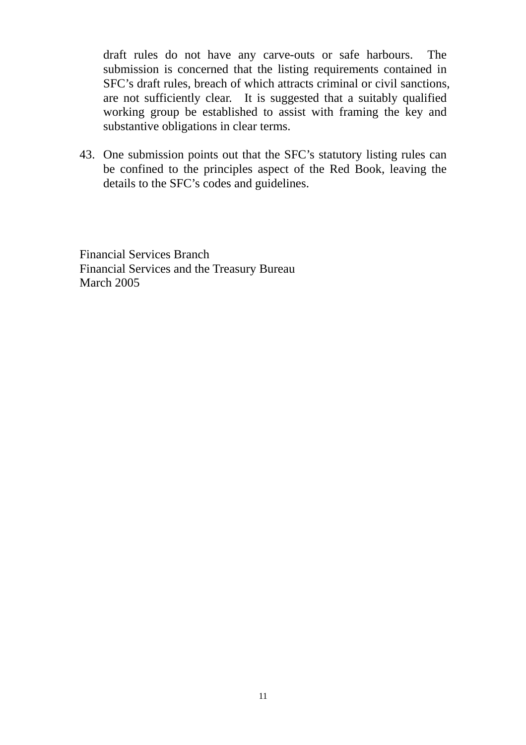draft rules do not have any carve-outs or safe harbours. The submission is concerned that the listing requirements contained in SFC's draft rules, breach of which attracts criminal or civil sanctions, are not sufficiently clear. It is suggested that a suitably qualified working group be established to assist with framing the key and substantive obligations in clear terms.

43. One submission points out that the SFC's statutory listing rules can be confined to the principles aspect of the Red Book, leaving the details to the SFC's codes and guidelines.

Financial Services Branch
Financial Services and the Treasury Bureau
March 2005